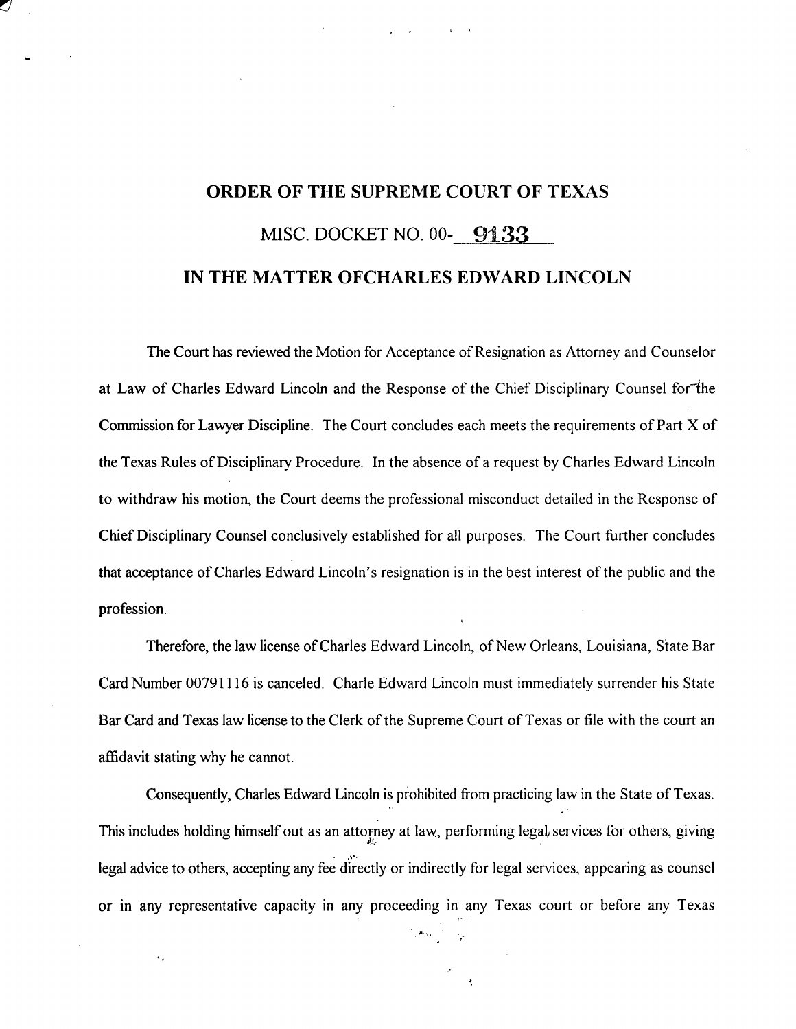# ORDER OF THE SUPREME COURT OF TEXAS

## MISC. DOCKET NO. 00-9133

## IN THE MATTER OFCHARLES EDWARD LINCOLN

The Court has reviewed the Motion for Acceptance of Resignation as Attorney and Counselor at Law of Charles Edward Lincoln and the Response of the Chief Disciplinary Counsel for the Commission for Lawyer Discipline. The Court concludes each meets the requirements of Part X of the Texas Rules of Disciplinary Procedure. In the absence of a request by Charles Edward Lincoln to withdraw his motion, the Court deems the professional misconduct detailed in the Response of Chief Disciplinary Counsel conclusively established for all purposes. The Court further concludes that acceptance of Charles Edward Lincoln's resignation is in the best interest of the public and the profession.

Therefore, the law license of Charles Edward Lincoln, of New Orleans, Louisiana, State Bar Card Number 00791116 is canceled. Charle Edward Lincoln must immediately surrender his State Bar Card and Texas law license to the Clerk of the Supreme Court of Texas or file with the court an affidavit stating why he cannot.

Consequently, Charles Edward Lincoln is prohibited from practicing law in the State of Texas. This includes holding himself out as an attorney at law, performing legal services for others, giving legal advice to others, accepting any fee directly or indirectly for legal services, appearing as counsel or in any representative capacity in any proceeding in any Texas court or before any Texas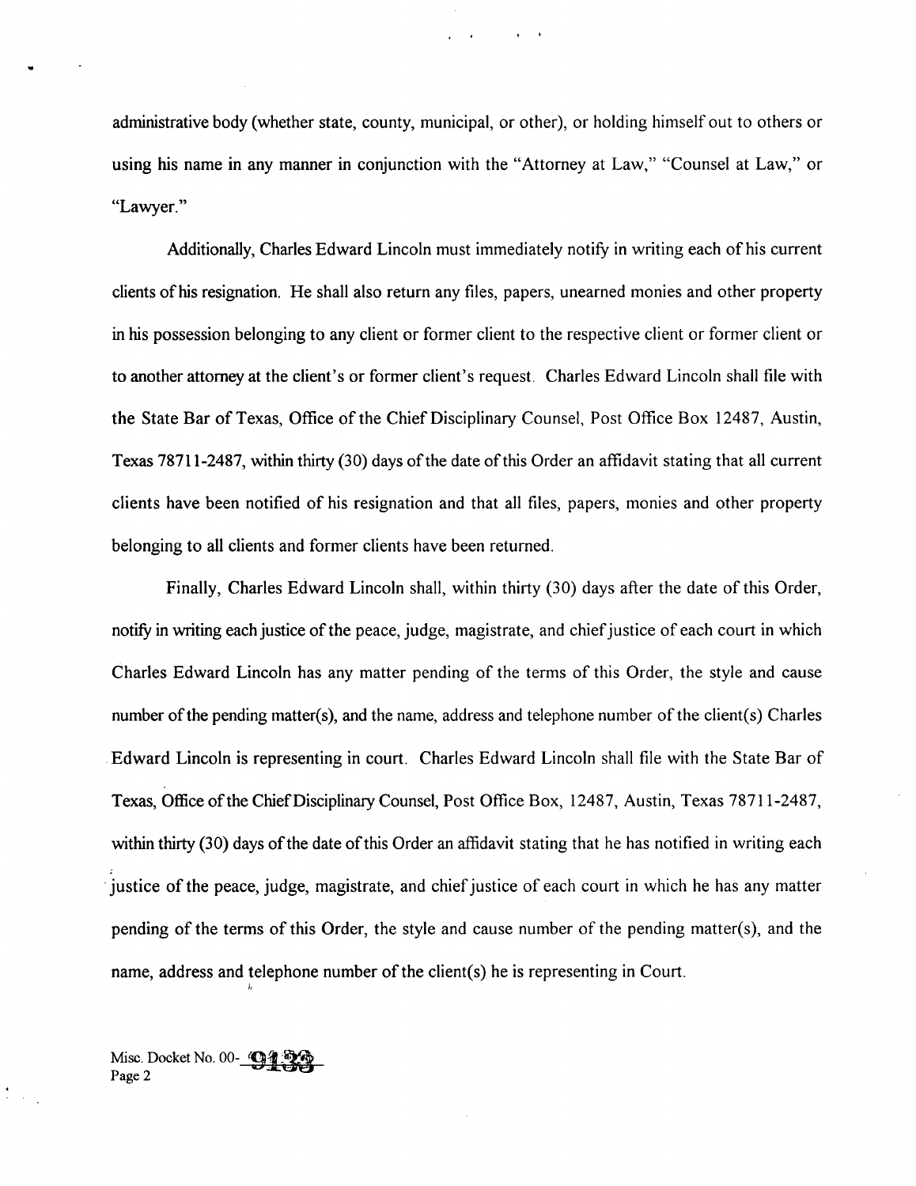administrative body (whether state, county, municipal, or other), or holding himself out to others or using his name in any manner in conjunction with the "Attorney at Law," "Counsel at Law," or "Lawyer."

Additionally, Charles Edward Lincoln must immediately notify in writing each of his current clients of his resignation. He shall also return any files, papers, unearned monies and other property in his possession belonging to any client or former client to the respective client or former client or to another attorney at the client's or former client's request. Charles Edward Lincoln shall file with the State Bar of Texas, Office of the Chief Disciplinary Counsel, Post Office Box 12487, Austin, Texas 78711-2487, within thirty (30) days of the date of this Order an affidavit stating that all current clients have been notified of his resignation and that all files, papers, monies and other property belonging to all clients and former clients have been returned.

Finally, Charles Edward Lincoln shall, within thirty (30) days after the date of this Order, notify in writing each justice of the peace, judge, magistrate, and chief justice of each court in which Charles Edward Lincoln has any matter pending of the terms of this Order, the style and cause number of the pending matter(s), and the name, address and telephone number of the client(s) Charles Edward Lincoln is representing in court. Charles Edward Lincoln shall file with the State Bar of Texas, Office of the Chief Disciplinary Counsel, Post Office Box, 12487, Austin, Texas 78711-2487, within thirty (30) days of the date of this Order an affidavit stating that he has notified in writing each justice of the peace, judge, magistrate, and chief justice of each court in which he has any matter pending of the terms of this Order, the style and cause number of the pending matter(s), and the name, address and telephone number of the client(s) he is representing in Court.

Misc. Docket No. 00-9133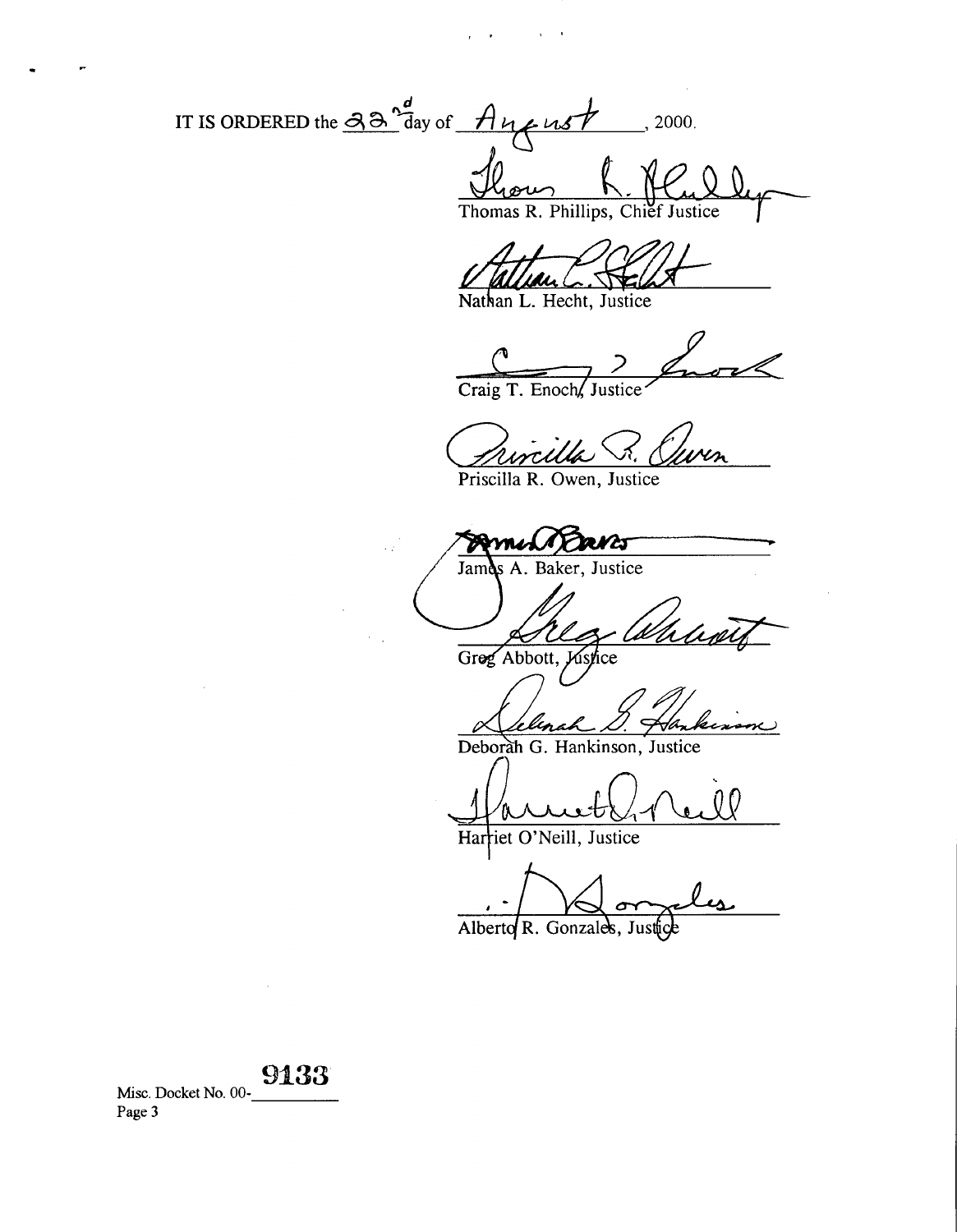IT IS ORDERED the 22nd day of August, 2000.

Thomas R. Phillips, Chief Justice

Nathan L. Hecht, Justice

Craig T. Enoch, Justice

Priscilla R. Owen, Justice

James A. Baker, Justice

Greg Abbott, Justice

Deborah G. Hankinson, Justice

Harriet O'Neill, Justice

Alberto R. Gonzales, Justice

Misc. Docket No. 00-9133

Page 3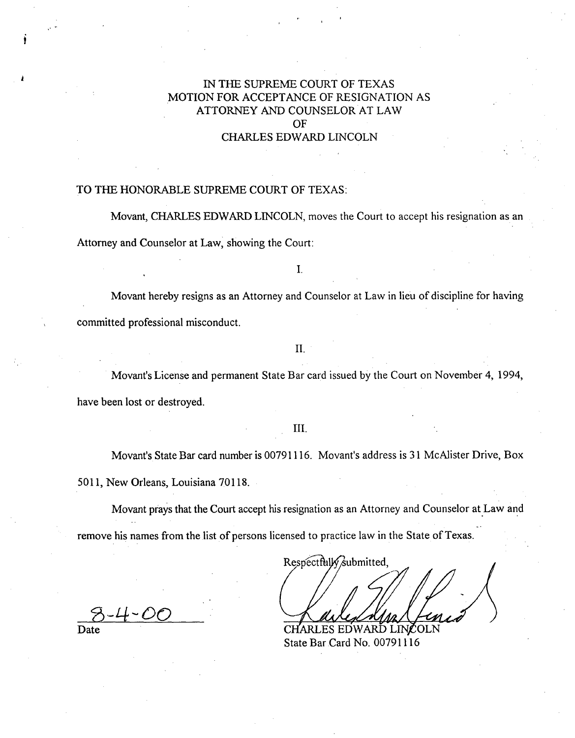# IN THE SUPREME COURT OF TEXAS
## MOTION FOR ACCEPTANCE OF RESIGNATION AS ATTORNEY AND COUNSELOR AT LAW OF CHARLES EDWARD LINCOLN

TO THE HONORABLE SUPREME COURT OF TEXAS:

Movant, CHARLES EDWARD LINCOLN, moves the Court to accept his resignation as an Attorney and Counselor at Law, showing the Court:

I.

Movant hereby resigns as an Attorney and Counselor at Law in lieu of discipline for having committed professional misconduct.

II.

Movant's License and permanent State Bar card issued by the Court on November 4, 1994, have been lost or destroyed.

III.

Movant's State Bar card number is 00791116. Movant's address is 31 McAlister Drive, Box 5011, New Orleans, Louisiana 70118.

Movant prays that the Court accept his resignation as an Attorney and Counselor at Law and remove his names from the list of persons licensed to practice law in the State of Texas.

Respectfully submitted,

[signature]

CHARLES EDWARD LINCOLN
State Bar Card No. 00791116

8-4-00
Date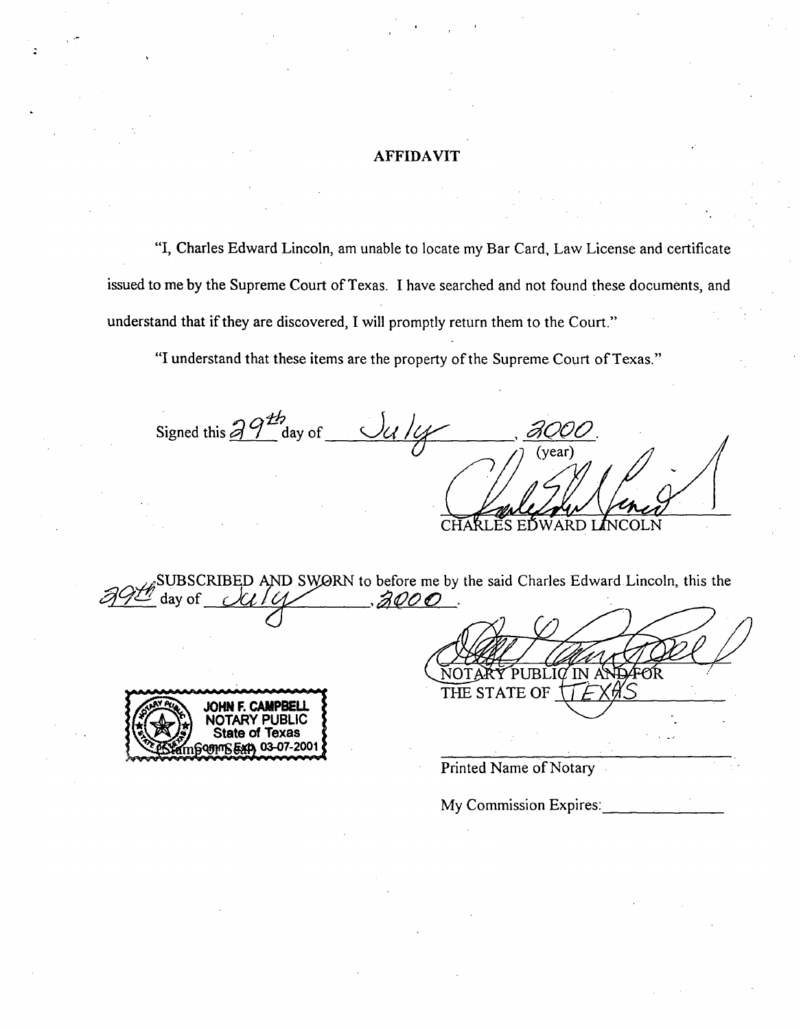# AFFIDAVIT

"I, Charles Edward Lincoln, am unable to locate my Bar Card, Law License and certificate issued to me by the Supreme Court of Texas. I have searched and not found these documents, and understand that if they are discovered, I will promptly return them to the Court."

"I understand that these items are the property of the Supreme Court of Texas."

Signed this 29th day of July, 2000.
(year)

CHARLES EDWARD LINCOLN

SUBSCRIBED AND SWORN to before me by the said Charles Edward Lincoln, this the 29th day of July, 2000.

NOTARY PUBLIC IN AND FOR THE STATE OF TEXAS

JOHN F. CAMPBELL
NOTARY PUBLIC
State of Texas
Comm. Exp. 03-07-2001
(Stamp or Seal)

Printed Name of Notary

My Commission Expires: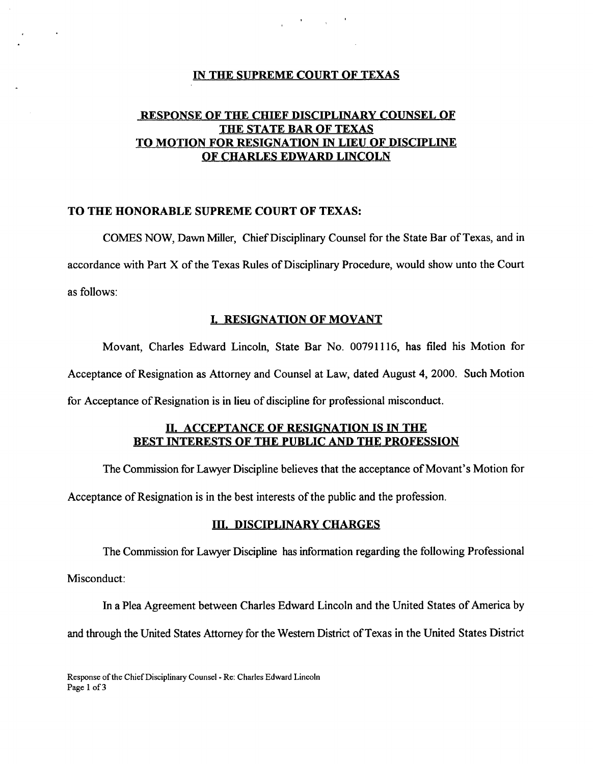## IN THE SUPREME COURT OF TEXAS

## RESPONSE OF THE CHIEF DISCIPLINARY COUNSEL OF THE STATE BAR OF TEXAS TO MOTION FOR RESIGNATION IN LIEU OF DISCIPLINE OF CHARLES EDWARD LINCOLN

**TO THE HONORABLE SUPREME COURT OF TEXAS:**

COMES NOW, Dawn Miller, Chief Disciplinary Counsel for the State Bar of Texas, and in accordance with Part X of the Texas Rules of Disciplinary Procedure, would show unto the Court as follows:

### I. RESIGNATION OF MOVANT

Movant, Charles Edward Lincoln, State Bar No. 00791116, has filed his Motion for Acceptance of Resignation as Attorney and Counsel at Law, dated August 4, 2000. Such Motion for Acceptance of Resignation is in lieu of discipline for professional misconduct.

### II. ACCEPTANCE OF RESIGNATION IS IN THE BEST INTERESTS OF THE PUBLIC AND THE PROFESSION

The Commission for Lawyer Discipline believes that the acceptance of Movant's Motion for Acceptance of Resignation is in the best interests of the public and the profession.

### III. DISCIPLINARY CHARGES

The Commission for Lawyer Discipline has information regarding the following Professional Misconduct:

In a Plea Agreement between Charles Edward Lincoln and the United States of America by and through the United States Attorney for the Western District of Texas in the United States District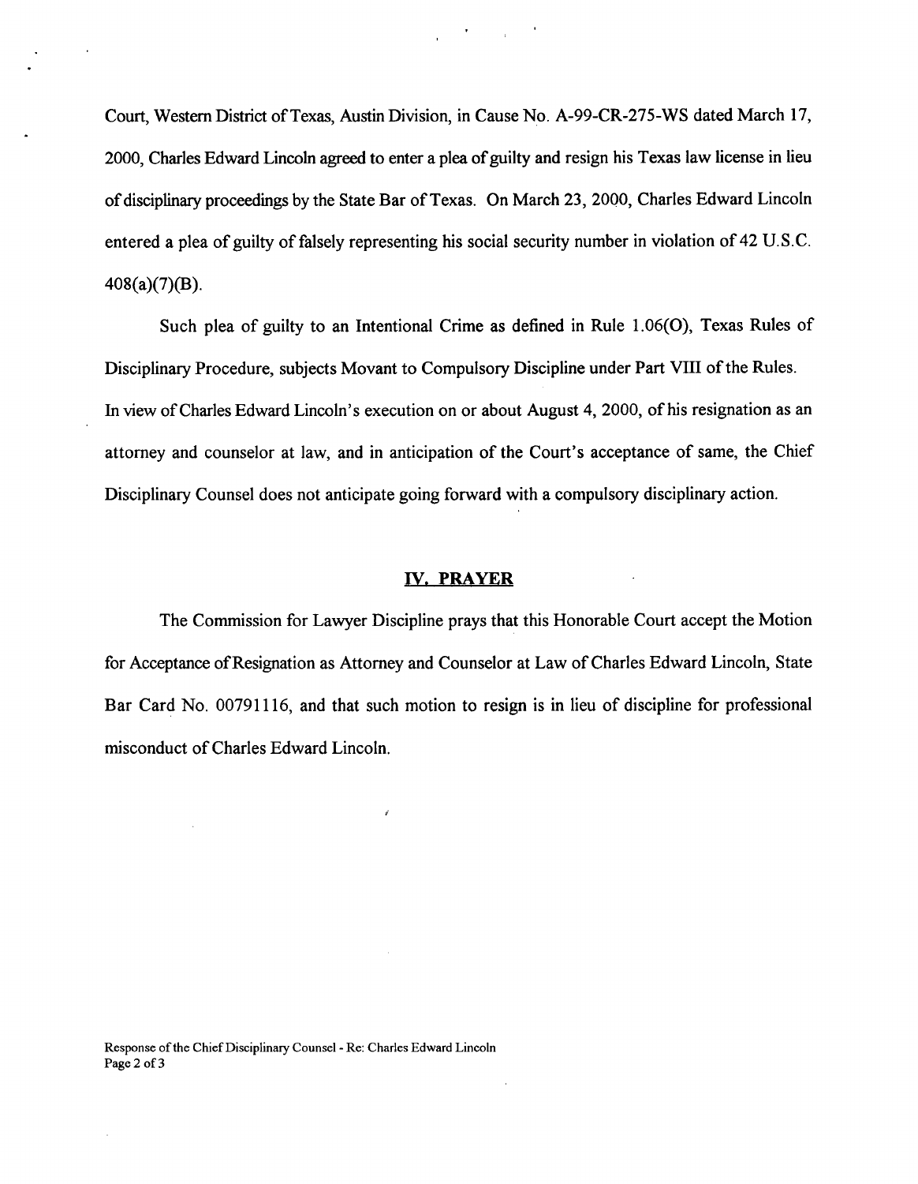Court, Western District of Texas, Austin Division, in Cause No. A-99-CR-275-WS dated March 17, 2000, Charles Edward Lincoln agreed to enter a plea of guilty and resign his Texas law license in lieu of disciplinary proceedings by the State Bar of Texas. On March 23, 2000, Charles Edward Lincoln entered a plea of guilty of falsely representing his social security number in violation of 42 U.S.C. 408(a)(7)(B).

Such plea of guilty to an Intentional Crime as defined in Rule 1.06(O), Texas Rules of Disciplinary Procedure, subjects Movant to Compulsory Discipline under Part VIII of the Rules. In view of Charles Edward Lincoln's execution on or about August 4, 2000, of his resignation as an attorney and counselor at law, and in anticipation of the Court's acceptance of same, the Chief Disciplinary Counsel does not anticipate going forward with a compulsory disciplinary action.

## IV. PRAYER

The Commission for Lawyer Discipline prays that this Honorable Court accept the Motion for Acceptance of Resignation as Attorney and Counselor at Law of Charles Edward Lincoln, State Bar Card No. 00791116, and that such motion to resign is in lieu of discipline for professional misconduct of Charles Edward Lincoln.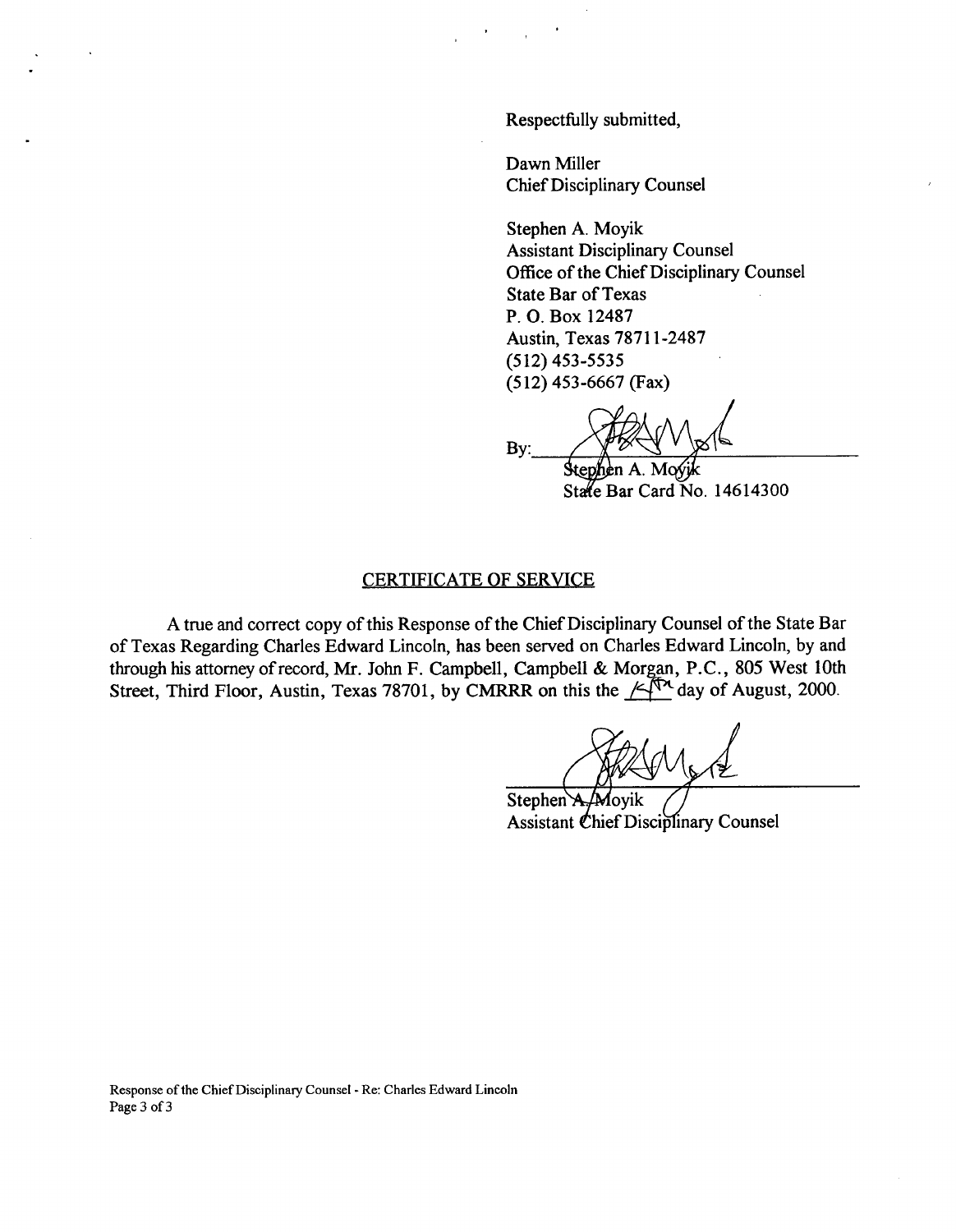Respectfully submitted,

Dawn Miller
Chief Disciplinary Counsel

Stephen A. Moyik
Assistant Disciplinary Counsel
Office of the Chief Disciplinary Counsel
State Bar of Texas
P. O. Box 12487
Austin, Texas 78711-2487
(512) 453-5535
(512) 453-6667 (Fax)

By: ______________________________
Stephen A. Moyik
State Bar Card No. 14614300

## CERTIFICATE OF SERVICE

A true and correct copy of this Response of the Chief Disciplinary Counsel of the State Bar of Texas Regarding Charles Edward Lincoln, has been served on Charles Edward Lincoln, by and through his attorney of record, Mr. John F. Campbell, Campbell & Morgan, P.C., 805 West 10th Street, Third Floor, Austin, Texas 78701, by CMRRR on this the 15th day of August, 2000.

______________________________
Stephen A. Moyik
Assistant Chief Disciplinary Counsel

Response of the Chief Disciplinary Counsel - Re: Charles Edward Lincoln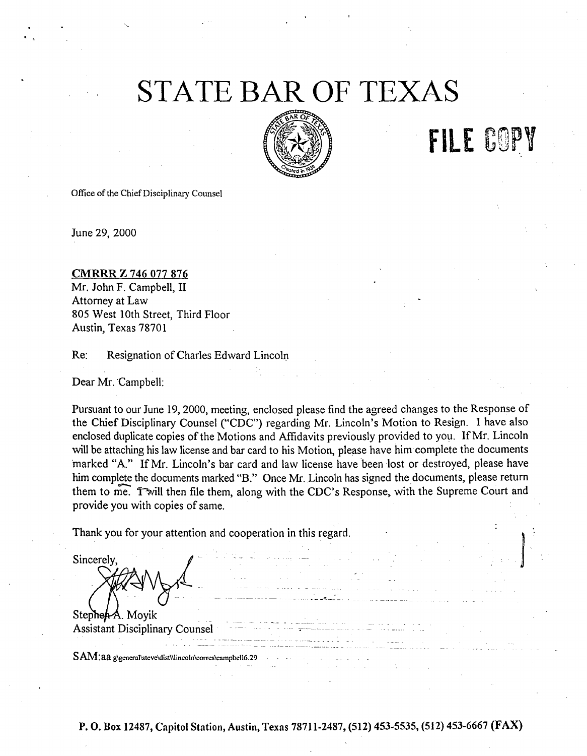# STATE BAR OF TEXAS

**FILE COPY**

Office of the Chief Disciplinary Counsel

June 29, 2000

CMRRR Z 746 077 876
Mr. John F. Campbell, II
Attorney at Law
805 West 10th Street, Third Floor
Austin, Texas 78701

Re: Resignation of Charles Edward Lincoln

Dear Mr. Campbell:

Pursuant to our June 19, 2000, meeting, enclosed please find the agreed changes to the Response of the Chief Disciplinary Counsel ("CDC") regarding Mr. Lincoln's Motion to Resign. I have also enclosed duplicate copies of the Motions and Affidavits previously provided to you. If Mr. Lincoln will be attaching his law license and bar card to his Motion, please have him complete the documents marked "A." If Mr. Lincoln's bar card and law license have been lost or destroyed, please have him complete the documents marked "B." Once Mr. Lincoln has signed the documents, please return them to me. I will then file them, along with the CDC's Response, with the Supreme Court and provide you with copies of same.

Thank you for your attention and cooperation in this regard.

Sincerely,

Stephen A. Moyik
Assistant Disciplinary Counsel

SAM:aa g\general\steve\dist\\lincoln\corres\campbell6.29

**P. O. Box 12487, Capitol Station, Austin, Texas 78711-2487, (512) 453-5535, (512) 453-6667 (FAX)**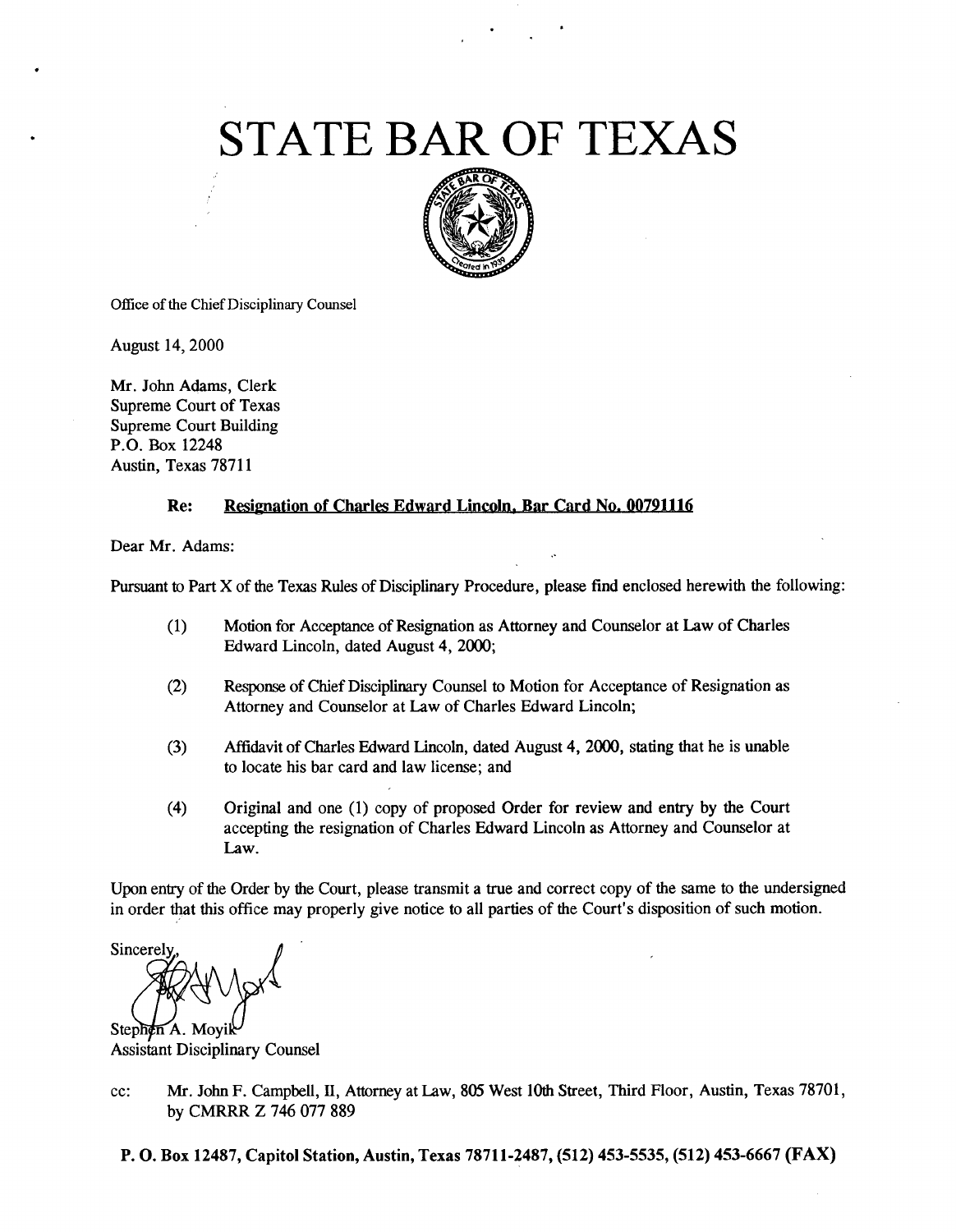# STATE BAR OF TEXAS

Office of the Chief Disciplinary Counsel

August 14, 2000

Mr. John Adams, Clerk
Supreme Court of Texas
Supreme Court Building
P.O. Box 12248
Austin, Texas 78711

**Re: Resignation of Charles Edward Lincoln, Bar Card No. 00791116**

Dear Mr. Adams:

Pursuant to Part X of the Texas Rules of Disciplinary Procedure, please find enclosed herewith the following:

(1) Motion for Acceptance of Resignation as Attorney and Counselor at Law of Charles Edward Lincoln, dated August 4, 2000;

(2) Response of Chief Disciplinary Counsel to Motion for Acceptance of Resignation as Attorney and Counselor at Law of Charles Edward Lincoln;

(3) Affidavit of Charles Edward Lincoln, dated August 4, 2000, stating that he is unable to locate his bar card and law license; and

(4) Original and one (1) copy of proposed Order for review and entry by the Court accepting the resignation of Charles Edward Lincoln as Attorney and Counselor at Law.

Upon entry of the Order by the Court, please transmit a true and correct copy of the same to the undersigned in order that this office may properly give notice to all parties of the Court's disposition of such motion.

Sincerely,

Stephen A. Moyik
Assistant Disciplinary Counsel

cc: Mr. John F. Campbell, II, Attorney at Law, 805 West 10th Street, Third Floor, Austin, Texas 78701, by CMRRR Z 746 077 889

**P. O. Box 12487, Capitol Station, Austin, Texas 78711-2487, (512) 453-5535, (512) 453-6667 (FAX)**